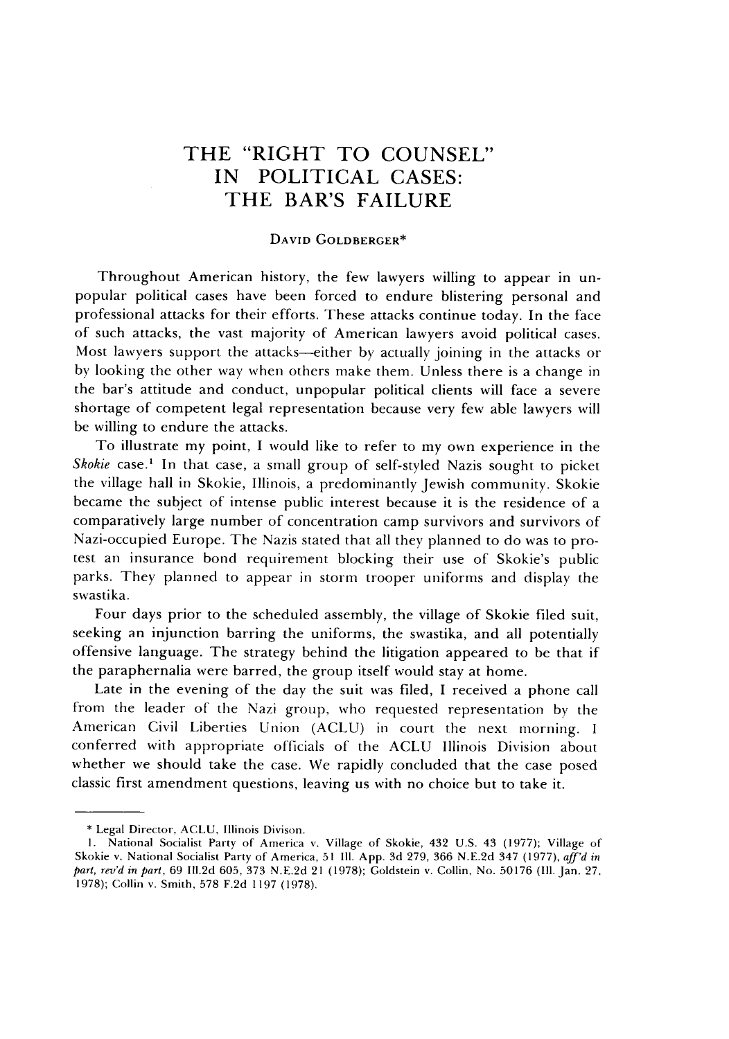# THE "RIGHT TO COUNSEL" IN POLITICAL CASES: THE BAR'S FAILURE

DAVID GOLDBERGER*

Throughout American history, the few lawyers willing to appear in unpopular political cases have been forced to endure blistering personal and professional attacks for their efforts. These attacks continue today. In the face of such attacks, the vast majority of American lawyers avoid political cases. Most lawyers support the attacks—either by actually joining in the attacks or by looking the other way when others make them. Unless there is a change in the bar's attitude and conduct, unpopular political clients will face a severe shortage of competent legal representation because very few able lawyers will be willing to endure the attacks.

To illustrate my point, I would like to refer to my own experience in the *Skokie* case.[1] In that case, a small group of self-styled Nazis sought to picket the village hall in Skokie, Illinois, a predominantly Jewish community. Skokie became the subject of intense public interest because it is the residence of a comparatively large number of concentration camp survivors and survivors of Nazi-occupied Europe. The Nazis stated that all they planned to do was to protest an insurance bond requirement blocking their use of Skokie's public parks. They planned to appear in storm trooper uniforms and display the swastika.

Four days prior to the scheduled assembly, the village of Skokie filed suit, seeking an injunction barring the uniforms, the swastika, and all potentially offensive language. The strategy behind the litigation appeared to be that if the paraphernalia were barred, the group itself would stay at home.

Late in the evening of the day the suit was filed, I received a phone call from the leader of the Nazi group, who requested representation by the American Civil Liberties Union (ACLU) in court the next morning. I conferred with appropriate officials of the ACLU Illinois Division about whether we should take the case. We rapidly concluded that the case posed classic first amendment questions, leaving us with no choice but to take it.

---

\* Legal Director, ACLU, Illinois Divison.

1. National Socialist Party of America v. Village of Skokie, 432 U.S. 43 (1977); Village of Skokie v. National Socialist Party of America, 51 Ill. App. 3d 279, 366 N.E.2d 347 (1977), *aff'd in part, rev'd in part*, 69 Ill.2d 605, 373 N.E.2d 21 (1978); Goldstein v. Collin, No. 50176 (Ill. Jan. 27, 1978); Collin v. Smith, 578 F.2d 1197 (1978).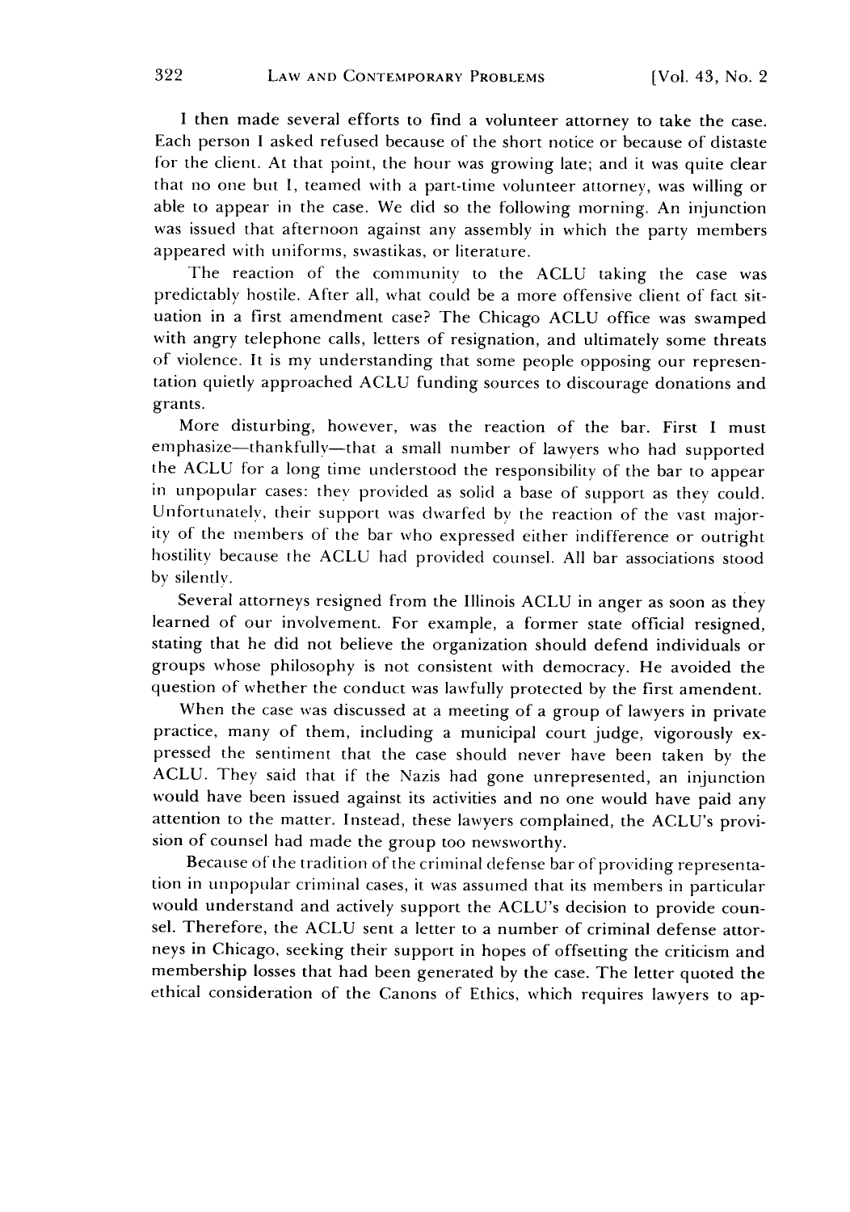I then made several efforts to find a volunteer attorney to take the case. Each person I asked refused because of the short notice or because of distaste for the client. At that point, the hour was growing late; and it was quite clear that no one but I, teamed with a part-time volunteer attorney, was willing or able to appear in the case. We did so the following morning. An injunction was issued that afternoon against any assembly in which the party members appeared with uniforms, swastikas, or literature.

The reaction of the community to the ACLU taking the case was predictably hostile. After all, what could be a more offensive client of fact situation in a first amendment case? The Chicago ACLU office was swamped with angry telephone calls, letters of resignation, and ultimately some threats of violence. It is my understanding that some people opposing our representation quietly approached ACLU funding sources to discourage donations and grants.

More disturbing, however, was the reaction of the bar. First I must emphasize—thankfully—that a small number of lawyers who had supported the ACLU for a long time understood the responsibility of the bar to appear in unpopular cases: they provided as solid a base of support as they could. Unfortunately, their support was dwarfed by the reaction of the vast majority of the members of the bar who expressed either indifference or outright hostility because the ACLU had provided counsel. All bar associations stood by silently.

Several attorneys resigned from the Illinois ACLU in anger as soon as they learned of our involvement. For example, a former state official resigned, stating that he did not believe the organization should defend individuals or groups whose philosophy is not consistent with democracy. He avoided the question of whether the conduct was lawfully protected by the first amendent.

When the case was discussed at a meeting of a group of lawyers in private practice, many of them, including a municipal court judge, vigorously expressed the sentiment that the case should never have been taken by the ACLU. They said that if the Nazis had gone unrepresented, an injunction would have been issued against its activities and no one would have paid any attention to the matter. Instead, these lawyers complained, the ACLU's provision of counsel had made the group too newsworthy.

Because of the tradition of the criminal defense bar of providing representation in unpopular criminal cases, it was assumed that its members in particular would understand and actively support the ACLU's decision to provide counsel. Therefore, the ACLU sent a letter to a number of criminal defense attorneys in Chicago, seeking their support in hopes of offsetting the criticism and membership losses that had been generated by the case. The letter quoted the ethical consideration of the Canons of Ethics, which requires lawyers to ap-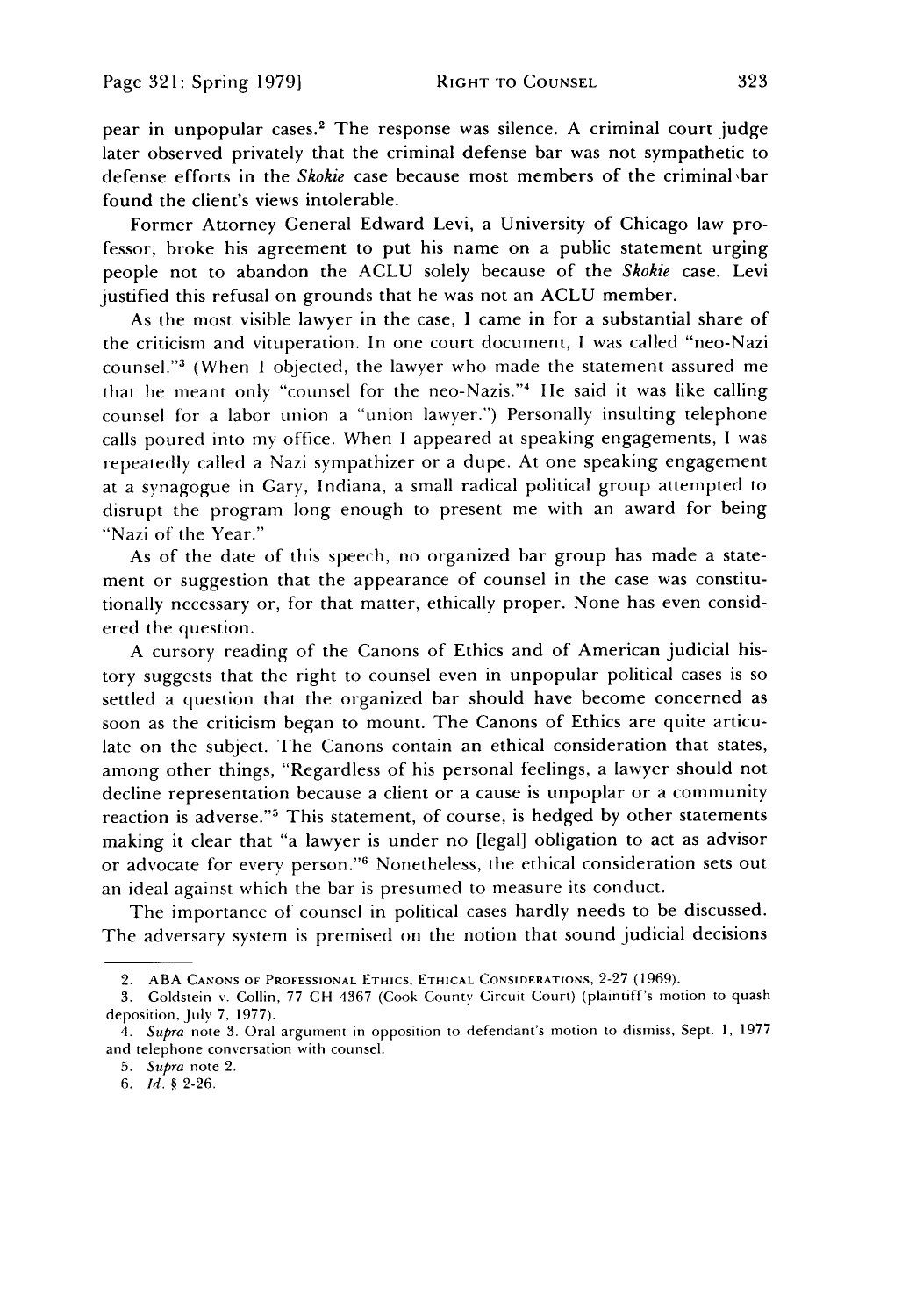pear in unpopular cases.[2] The response was silence. A criminal court judge later observed privately that the criminal defense bar was not sympathetic to defense efforts in the *Skokie* case because most members of the criminal bar found the client's views intolerable.

Former Attorney General Edward Levi, a University of Chicago law professor, broke his agreement to put his name on a public statement urging people not to abandon the ACLU solely because of the *Skokie* case. Levi justified this refusal on grounds that he was not an ACLU member.

As the most visible lawyer in the case, I came in for a substantial share of the criticism and vituperation. In one court document, I was called "neo-Nazi counsel."[3] (When I objected, the lawyer who made the statement assured me that he meant only "counsel for the neo-Nazis."[4] He said it was like calling counsel for a labor union a "union lawyer.") Personally insulting telephone calls poured into my office. When I appeared at speaking engagements, I was repeatedly called a Nazi sympathizer or a dupe. At one speaking engagement at a synagogue in Gary, Indiana, a small radical political group attempted to disrupt the program long enough to present me with an award for being "Nazi of the Year."

As of the date of this speech, no organized bar group has made a statement or suggestion that the appearance of counsel in the case was constitutionally necessary or, for that matter, ethically proper. None has even considered the question.

A cursory reading of the Canons of Ethics and of American judicial history suggests that the right to counsel even in unpopular political cases is so settled a question that the organized bar should have become concerned as soon as the criticism began to mount. The Canons of Ethics are quite articulate on the subject. The Canons contain an ethical consideration that states, among other things, "Regardless of his personal feelings, a lawyer should not decline representation because a client or a cause is unpoplar or a community reaction is adverse."[5] This statement, of course, is hedged by other statements making it clear that "a lawyer is under no [legal] obligation to act as advisor or advocate for every person."[6] Nonetheless, the ethical consideration sets out an ideal against which the bar is presumed to measure its conduct.

The importance of counsel in political cases hardly needs to be discussed. The adversary system is premised on the notion that sound judicial decisions

---

2. ABA CANONS OF PROFESSIONAL ETHICS, ETHICAL CONSIDERATIONS, 2-27 (1969).

3. Goldstein v. Collin, 77 CH 4367 (Cook County Circuit Court) (plaintiff's motion to quash deposition, July 7, 1977).

4. *Supra* note 3. Oral argument in opposition to defendant's motion to dismiss, Sept. 1, 1977 and telephone conversation with counsel.

5. *Supra* note 2.

6. *Id.* § 2-26.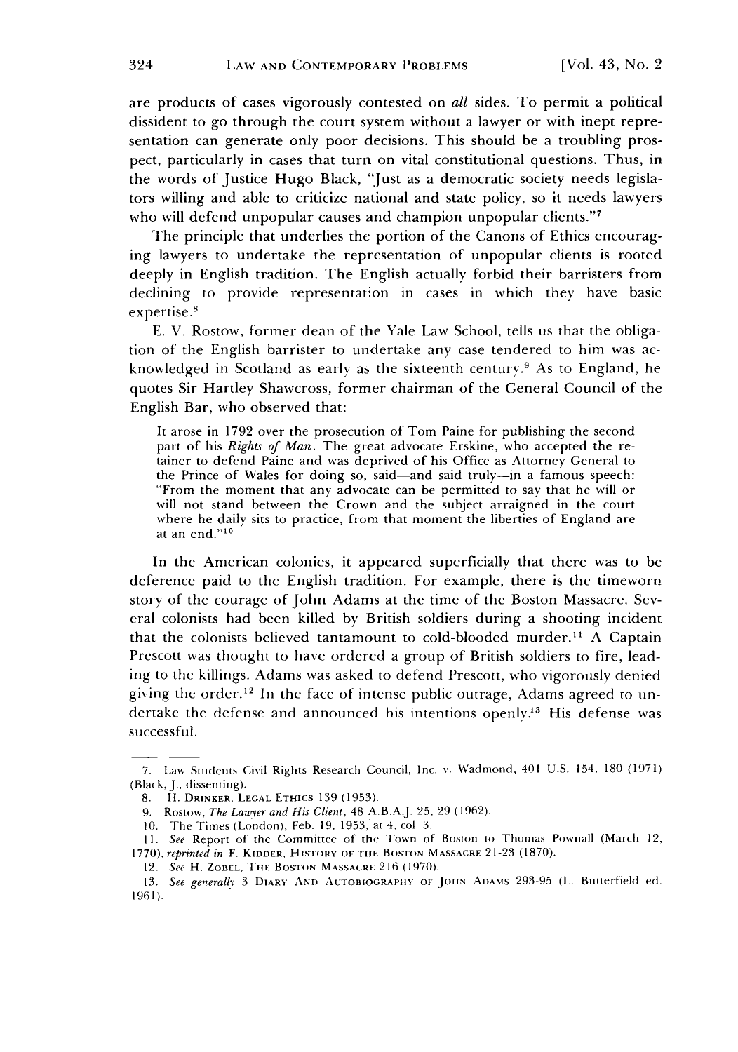are products of cases vigorously contested on *all* sides. To permit a political dissident to go through the court system without a lawyer or with inept representation can generate only poor decisions. This should be a troubling prospect, particularly in cases that turn on vital constitutional questions. Thus, in the words of Justice Hugo Black, "Just as a democratic society needs legislators willing and able to criticize national and state policy, so it needs lawyers who will defend unpopular causes and champion unpopular clients."[7]

The principle that underlies the portion of the Canons of Ethics encouraging lawyers to undertake the representation of unpopular clients is rooted deeply in English tradition. The English actually forbid their barristers from declining to provide representation in cases in which they have basic expertise.[8]

E. V. Rostow, former dean of the Yale Law School, tells us that the obligation of the English barrister to undertake any case tendered to him was acknowledged in Scotland as early as the sixteenth century.[9] As to England, he quotes Sir Hartley Shawcross, former chairman of the General Council of the English Bar, who observed that:

> It arose in 1792 over the prosecution of Tom Paine for publishing the second part of his *Rights of Man*. The great advocate Erskine, who accepted the retainer to defend Paine and was deprived of his Office as Attorney General to the Prince of Wales for doing so, said—and said truly—in a famous speech: "From the moment that any advocate can be permitted to say that he will or will not stand between the Crown and the subject arraigned in the court where he daily sits to practice, from that moment the liberties of England are at an end."[10]

In the American colonies, it appeared superficially that there was to be deference paid to the English tradition. For example, there is the timeworn story of the courage of John Adams at the time of the Boston Massacre. Several colonists had been killed by British soldiers during a shooting incident that the colonists believed tantamount to cold-blooded murder.[11] A Captain Prescott was thought to have ordered a group of British soldiers to fire, leading to the killings. Adams was asked to defend Prescott, who vigorously denied giving the order.[12] In the face of intense public outrage, Adams agreed to undertake the defense and announced his intentions openly.[13] His defense was successful.

---

7. Law Students Civil Rights Research Council, Inc. v. Wadmond, 401 U.S. 154, 180 (1971) (Black, J., dissenting).

8. H. Drinker, Legal Ethics 139 (1953).

9. Rostow, *The Lawyer and His Client*, 48 A.B.A.J. 25, 29 (1962).

10. The Times (London), Feb. 19, 1953, at 4, col. 3.

11. *See* Report of the Committee of the Town of Boston to Thomas Pownall (March 12, 1770), *reprinted in* F. Kidder, History of the Boston Massacre 21-23 (1870).

12. *See* H. Zobel, The Boston Massacre 216 (1970).

13. *See generally* 3 Diary and Autobiography of John Adams 293-95 (L. Butterfield ed. 1961).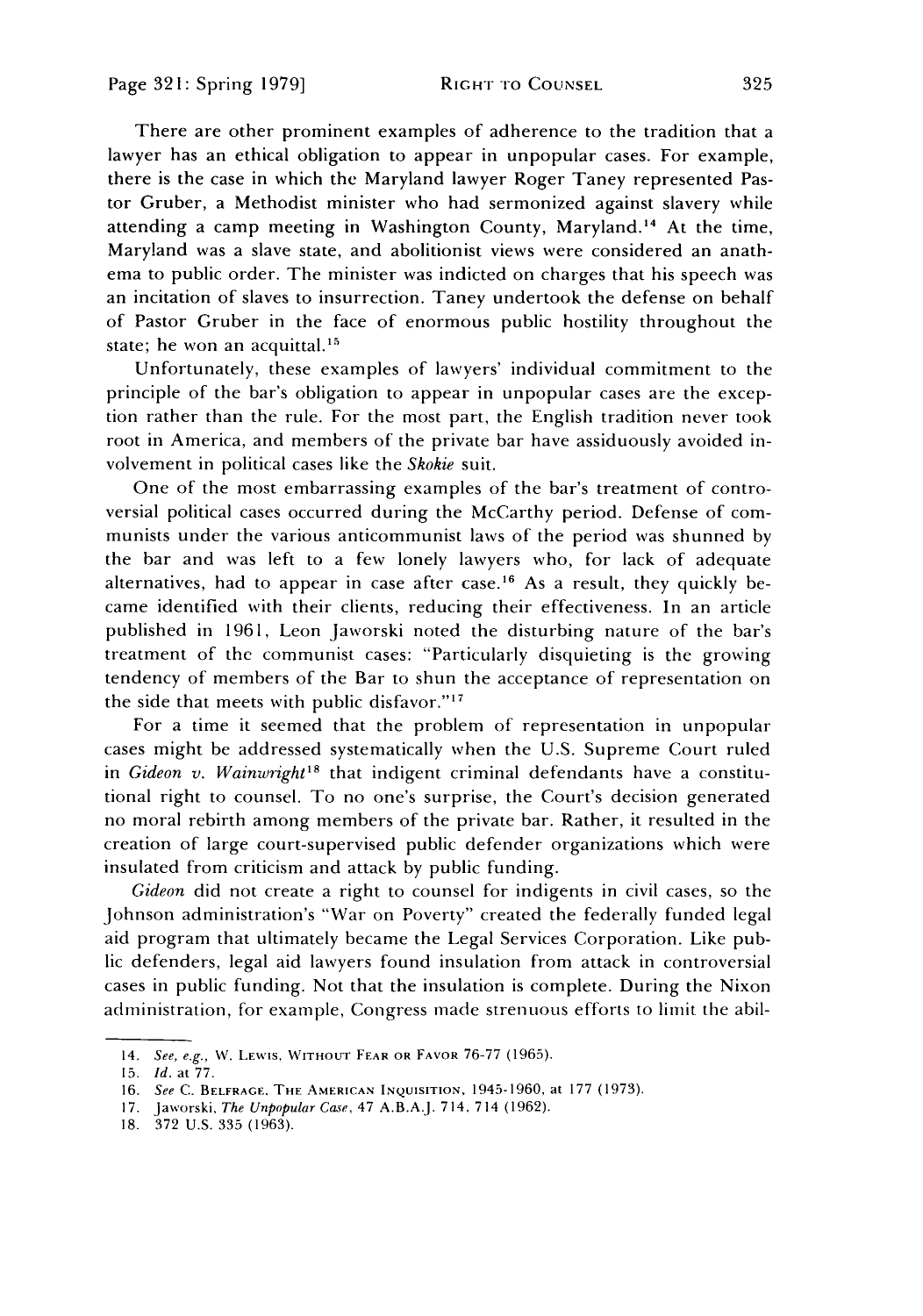There are other prominent examples of adherence to the tradition that a lawyer has an ethical obligation to appear in unpopular cases. For example, there is the case in which the Maryland lawyer Roger Taney represented Pastor Gruber, a Methodist minister who had sermonized against slavery while attending a camp meeting in Washington County, Maryland.[14] At the time, Maryland was a slave state, and abolitionist views were considered an anathema to public order. The minister was indicted on charges that his speech was an incitation of slaves to insurrection. Taney undertook the defense on behalf of Pastor Gruber in the face of enormous public hostility throughout the state; he won an acquittal.[15]

Unfortunately, these examples of lawyers' individual commitment to the principle of the bar's obligation to appear in unpopular cases are the exception rather than the rule. For the most part, the English tradition never took root in America, and members of the private bar have assiduously avoided involvement in political cases like the *Skokie* suit.

One of the most embarrassing examples of the bar's treatment of controversial political cases occurred during the McCarthy period. Defense of communists under the various anticommunist laws of the period was shunned by the bar and was left to a few lonely lawyers who, for lack of adequate alternatives, had to appear in case after case.[16] As a result, they quickly became identified with their clients, reducing their effectiveness. In an article published in 1961, Leon Jaworski noted the disturbing nature of the bar's treatment of the communist cases: "Particularly disquieting is the growing tendency of members of the Bar to shun the acceptance of representation on the side that meets with public disfavor."[17]

For a time it seemed that the problem of representation in unpopular cases might be addressed systematically when the U.S. Supreme Court ruled in *Gideon v. Wainwright*[18] that indigent criminal defendants have a constitutional right to counsel. To no one's surprise, the Court's decision generated no moral rebirth among members of the private bar. Rather, it resulted in the creation of large court-supervised public defender organizations which were insulated from criticism and attack by public funding.

*Gideon* did not create a right to counsel for indigents in civil cases, so the Johnson administration's "War on Poverty" created the federally funded legal aid program that ultimately became the Legal Services Corporation. Like public defenders, legal aid lawyers found insulation from attack in controversial cases in public funding. Not that the insulation is complete. During the Nixon administration, for example, Congress made strenuous efforts to limit the abil-

---

14. *See, e.g.*, W. Lewis, Without Fear or Favor 76-77 (1965).

15. *Id.* at 77.

16. *See* C. Belfrage, The American Inquisition, 1945-1960, at 177 (1973).

17. Jaworski, *The Unpopular Case*, 47 A.B.A.J. 714, 714 (1962).

18. 372 U.S. 335 (1963).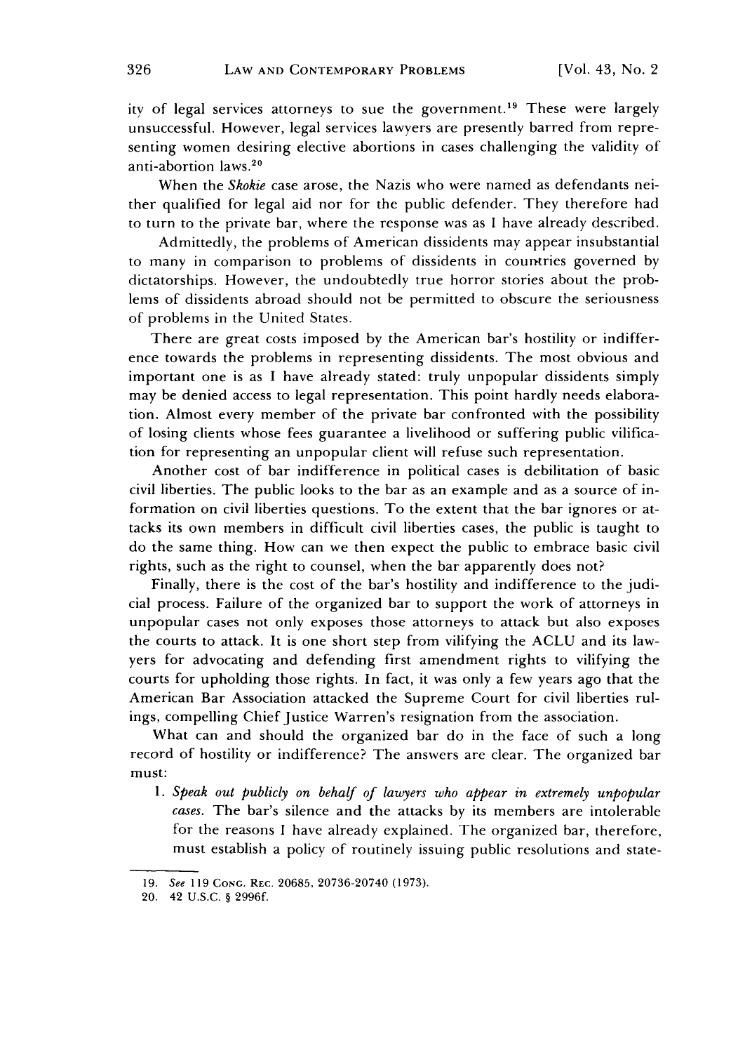ity of legal services attorneys to sue the government.[19] These were largely unsuccessful. However, legal services lawyers are presently barred from representing women desiring elective abortions in cases challenging the validity of anti-abortion laws.[20]

When the *Skokie* case arose, the Nazis who were named as defendants neither qualified for legal aid nor for the public defender. They therefore had to turn to the private bar, where the response was as I have already described.

Admittedly, the problems of American dissidents may appear insubstantial to many in comparison to problems of dissidents in countries governed by dictatorships. However, the undoubtedly true horror stories about the problems of dissidents abroad should not be permitted to obscure the seriousness of problems in the United States.

There are great costs imposed by the American bar's hostility or indifference towards the problems in representing dissidents. The most obvious and important one is as I have already stated: truly unpopular dissidents simply may be denied access to legal representation. This point hardly needs elaboration. Almost every member of the private bar confronted with the possibility of losing clients whose fees guarantee a livelihood or suffering public vilification for representing an unpopular client will refuse such representation.

Another cost of bar indifference in political cases is debilitation of basic civil liberties. The public looks to the bar as an example and as a source of information on civil liberties questions. To the extent that the bar ignores or attacks its own members in difficult civil liberties cases, the public is taught to do the same thing. How can we then expect the public to embrace basic civil rights, such as the right to counsel, when the bar apparently does not?

Finally, there is the cost of the bar's hostility and indifference to the judicial process. Failure of the organized bar to support the work of attorneys in unpopular cases not only exposes those attorneys to attack but also exposes the courts to attack. It is one short step from vilifying the ACLU and its lawyers for advocating and defending first amendment rights to vilifying the courts for upholding those rights. In fact, it was only a few years ago that the American Bar Association attacked the Supreme Court for civil liberties rulings, compelling Chief Justice Warren's resignation from the association.

What can and should the organized bar do in the face of such a long record of hostility or indifference? The answers are clear. The organized bar must:

1. *Speak out publicly on behalf of lawyers who appear in extremely unpopular cases.* The bar's silence and the attacks by its members are intolerable for the reasons I have already explained. The organized bar, therefore, must establish a policy of routinely issuing public resolutions and state-

---

19. *See* 119 CONG. REC. 20685, 20736-20740 (1973).
20. 42 U.S.C. § 2996f.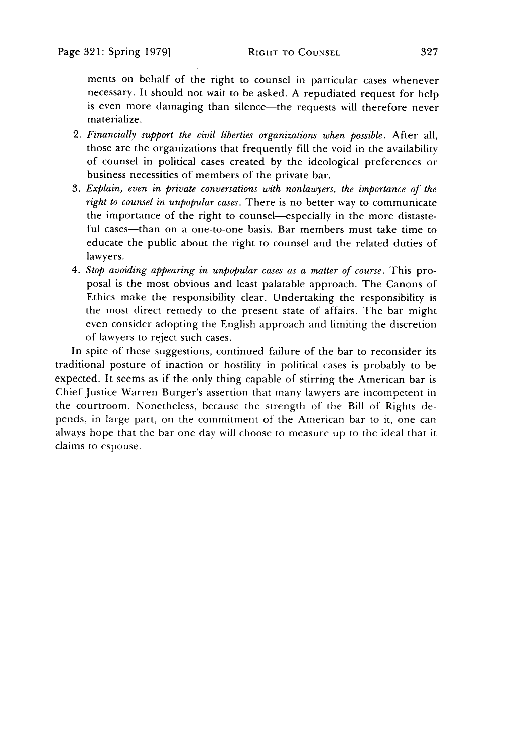ments on behalf of the right to counsel in particular cases whenever necessary. It should not wait to be asked. A repudiated request for help is even more damaging than silence—the requests will therefore never materialize.

2. *Financially support the civil liberties organizations when possible.* After all, those are the organizations that frequently fill the void in the availability of counsel in political cases created by the ideological preferences or business necessities of members of the private bar.
3. *Explain, even in private conversations with nonlawyers, the importance of the right to counsel in unpopular cases.* There is no better way to communicate the importance of the right to counsel—especially in the more distasteful cases—than on a one-to-one basis. Bar members must take time to educate the public about the right to counsel and the related duties of lawyers.
4. *Stop avoiding appearing in unpopular cases as a matter of course.* This proposal is the most obvious and least palatable approach. The Canons of Ethics make the responsibility clear. Undertaking the responsibility is the most direct remedy to the present state of affairs. The bar might even consider adopting the English approach and limiting the discretion of lawyers to reject such cases.

In spite of these suggestions, continued failure of the bar to reconsider its traditional posture of inaction or hostility in political cases is probably to be expected. It seems as if the only thing capable of stirring the American bar is Chief Justice Warren Burger's assertion that many lawyers are incompetent in the courtroom. Nonetheless, because the strength of the Bill of Rights depends, in large part, on the commitment of the American bar to it, one can always hope that the bar one day will choose to measure up to the ideal that it claims to espouse.